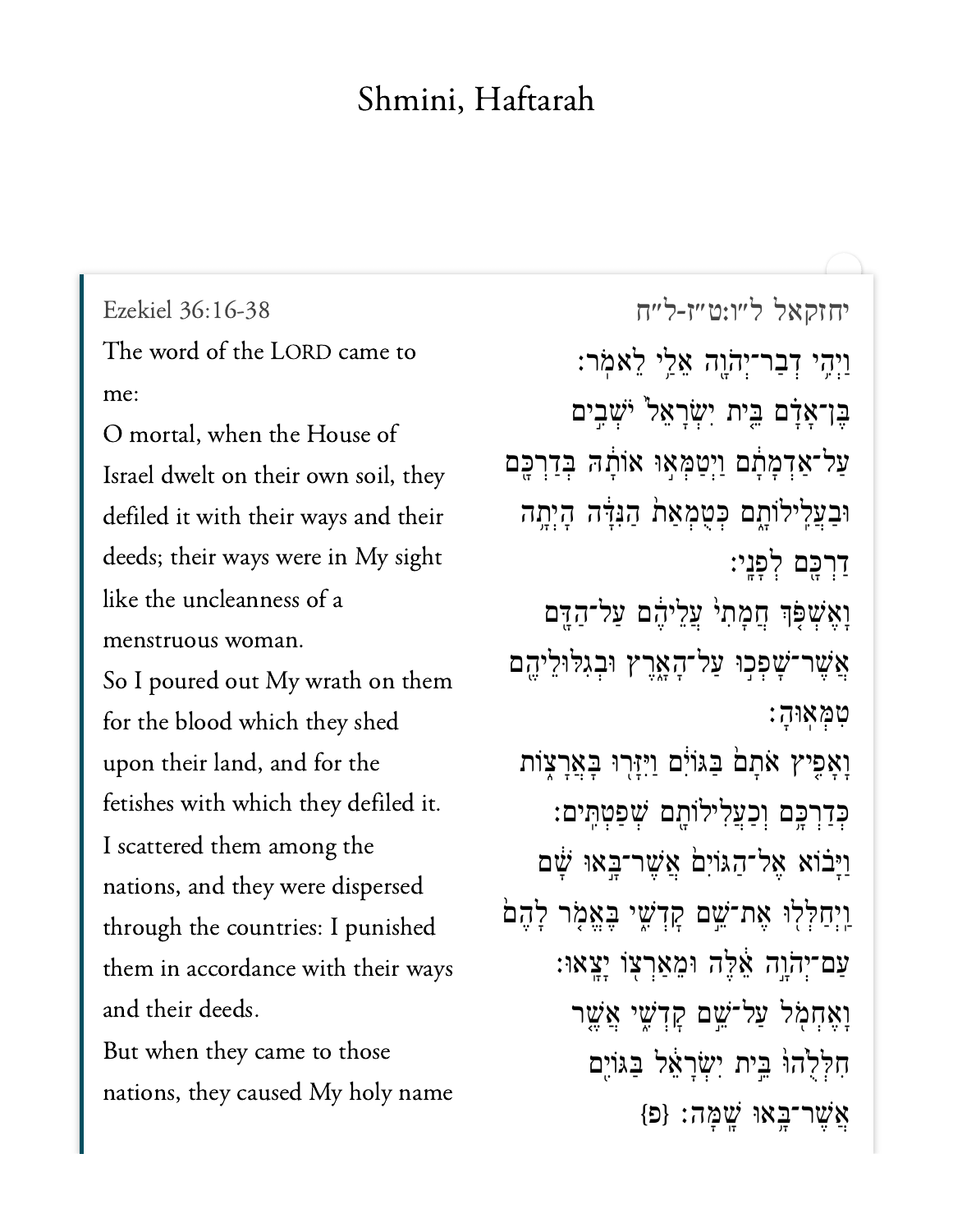# Shmini, Haftarah

Ezekiel 36:16-38

יחזקאל ל״ו:ט״ז-ל״ח

The word of the LORD came to me:

וַיְהִ֥י דְבַר־יְהֹוָ֖ה אֵלַ֥י לֵאמֹֽר׃

O mortal, when the House of Israel dwelt on their own soil, they defiled it with their ways and their deeds; their ways were in My sight like the uncleanness of a menstruous woman.

בֶּן־אָדָ֗ם בֵּ֤ית יִשְׂרָאֵל֙ יֹשְׁבִ֣ים עַל־אַדְמָתָ֔ם וַיְטַמְּא֣וּ אוֹתָ֔הּ בְּדַרְכָּ֖ם וּבַעֲלִילוֹתָ֑ם כְּטֻמְאַת֙ הַנִּדָּ֔ה הָיְתָ֥ה דַרְכָּ֖ם לְפָנָֽי׃

So I poured out My wrath on them for the blood which they shed upon their land, and for the fetishes with which they defiled it.

וָאֶשְׁפֹּ֤ךְ חֲמָתִי֙ עֲלֵיהֶ֔ם עַל־הַדָּ֖ם אֲשֶׁר־שָׁפְכ֣וּ עַל־הָאָ֑רֶץ וּבְגִלּוּלֵיהֶ֖ם טִמְּאֽוּהָ׃

I scattered them among the nations, and they were dispersed through the countries: I punished them in accordance with their ways and their deeds.

וָאָפִ֤יץ אֹתָם֙ בַּגּוֹיִ֔ם וַיִּזָּר֖וּ בָּאֲרָצ֑וֹת כְּדַרְכָּ֥ם וְכַעֲלִילוֹתָ֖ם שְׁפַטְתִּֽים׃

But when they came to those nations, they caused My holy name

וַיָּב֗וֹא אֶל־הַגּוֹיִם֙ אֲשֶׁר־בָּ֣אוּ שָׁ֔ם וַֽיְחַלְּל֖וּ אֶת־שֵׁ֣ם קׇדְשִׁ֑י בֶּאֱמֹ֤ר לָהֶם֙ עַם־יְהֹוָ֣ה אֵ֔לֶּה וּמֵאַרְצ֖וֹ יָצָֽאוּ׃

וָאֶחְמֹ֖ל עַל־שֵׁ֣ם קׇדְשִׁ֑י אֲשֶׁ֤ר חִלְּלֻ֙הוּ֙ בֵּ֣ית יִשְׂרָאֵ֔ל בַּגּוֹיִ֖ם אֲשֶׁר־בָּ֥אוּ שָֽׁמָּה׃ {פ}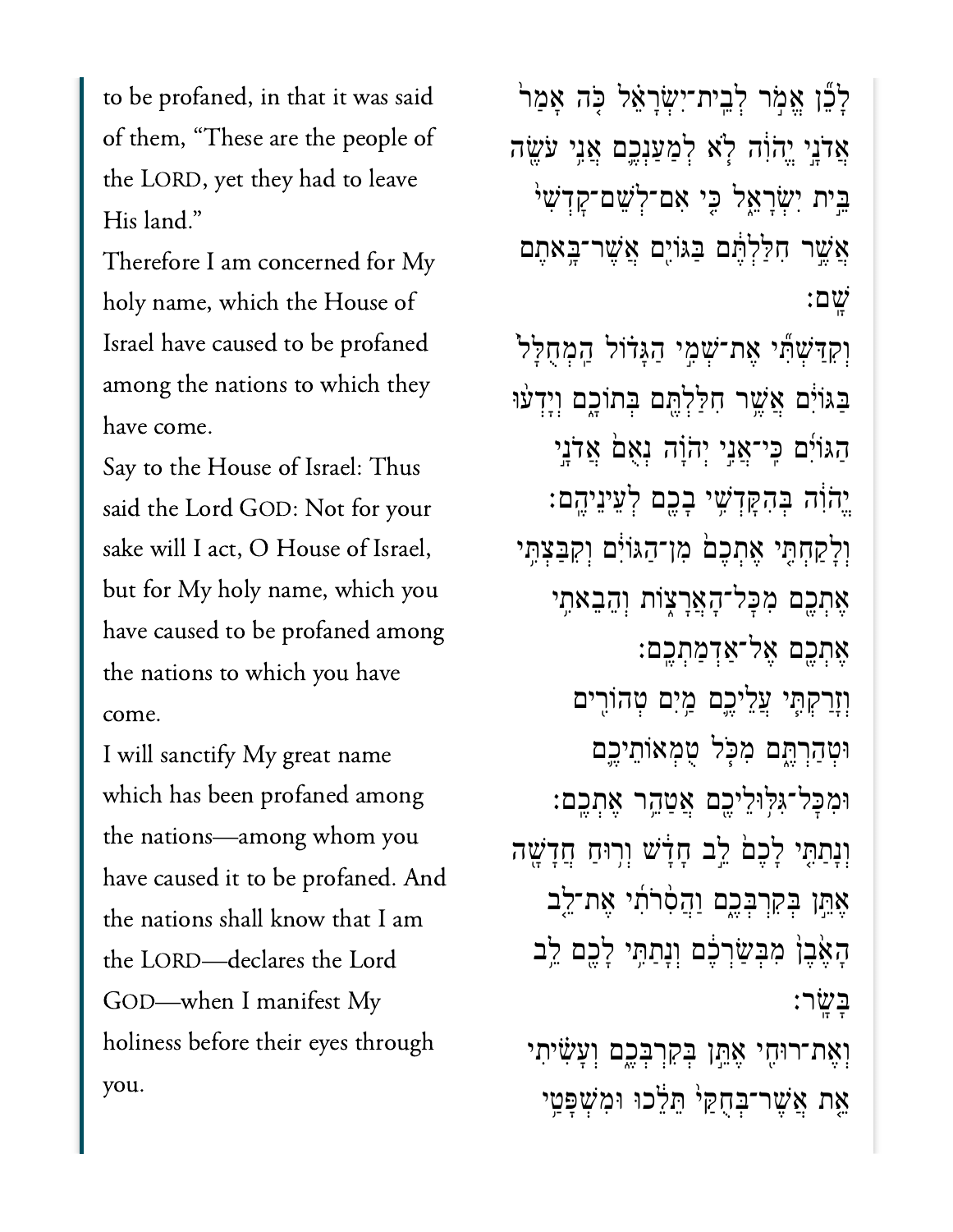to be profaned, in that it was said of them, "These are the people of the LORD, yet they had to leave His land."

Therefore I am concerned for My holy name, which the House of Israel have caused to be profaned among the nations to which they have come.

Say to the House of Israel: Thus said the Lord GOD: Not for your sake will I act, O House of Israel, but for My holy name, which you have caused to be profaned among the nations to which you have come.

I will sanctify My great name which has been profaned among the nations—among whom you have caused it to be profaned. And the nations shall know that I am the LORD—declares the Lord GOD—when I manifest My holiness before their eyes through you.

לָכֵ֞ן אֱמֹ֣ר לְבֵֽית־יִשְׂרָאֵ֗ל כֹּ֤ה אָמַר֙ אֲדֹנָ֣י יֱהֹוִ֔ה לֹ֧א לְמַעַנְכֶ֛ם אֲנִ֥י עֹשֶׂ֖ה בֵּ֣ית יִשְׂרָאֵ֑ל כִּ֤י אִם־לְשֵׁם־קָדְשִׁי֙ אֲשֶׁ֣ר חִלַּלְתֶּ֔ם בַּגּוֹיִ֖ם אֲשֶׁר־בָּ֥אתֶם שָֽׁם׃

וְקִדַּשְׁתִּ֞י אֶת־שְׁמִ֣י הַגָּד֗וֹל הַֽמְחֻלָּל֙ בַּגּוֹיִ֔ם אֲשֶׁ֥ר חִלַּלְתֶּ֖ם בְּתוֹכָ֑ם וְיָדְע֨וּ הַגּוֹיִ֜ם כִּֽי־אֲנִ֣י יְהֹוָ֗ה נְאֻם֙ אֲדֹנָ֣י יֱהֹוִ֔ה בְּהִקָּדְשִׁ֥י בָכֶ֖ם לְעֵינֵיהֶֽם׃

וְלָקַחְתִּ֤י אֶתְכֶם֙ מִן־הַגּוֹיִ֔ם וְקִבַּצְתִּ֥י אֶתְכֶ֖ם מִכָּל־הָאֲרָצ֑וֹת וְהֵבֵאתִ֥י אֶתְכֶ֖ם אֶל־אַדְמַתְכֶֽם׃

וְזָרַקְתִּ֧י עֲלֵיכֶ֛ם מַ֥יִם טְהוֹרִ֖ים וּטְהַרְתֶּ֑ם מִכֹּ֧ל טֻמְאוֹתֵיכֶ֛ם וּמִכָּל־גִּלּוּלֵיכֶ֖ם אֲטַהֵ֥ר אֶתְכֶֽם׃

וְנָתַתִּ֤י לָכֶם֙ לֵ֣ב חָדָ֔שׁ וְר֥וּחַ חֲדָשָׁ֖ה אֶתֵּ֣ן בְּקִרְבְּכֶ֑ם וַהֲסִ֨רֹתִ֜י אֶת־לֵ֤ב הָאֶ֙בֶן֙ מִבְּשַׂרְכֶ֔ם וְנָתַתִּ֥י לָכֶ֖ם לֵ֥ב בָּשָֽׂר׃

וְאֶת־רוּחִ֖י אֶתֵּ֣ן בְּקִרְבְּכֶ֑ם וְעָשִׂ֗יתִי אֵ֤ת אֲשֶׁר־בְּחֻקַּי֙ תֵּלֵ֔כוּ וּמִשְׁפָּטַ֥י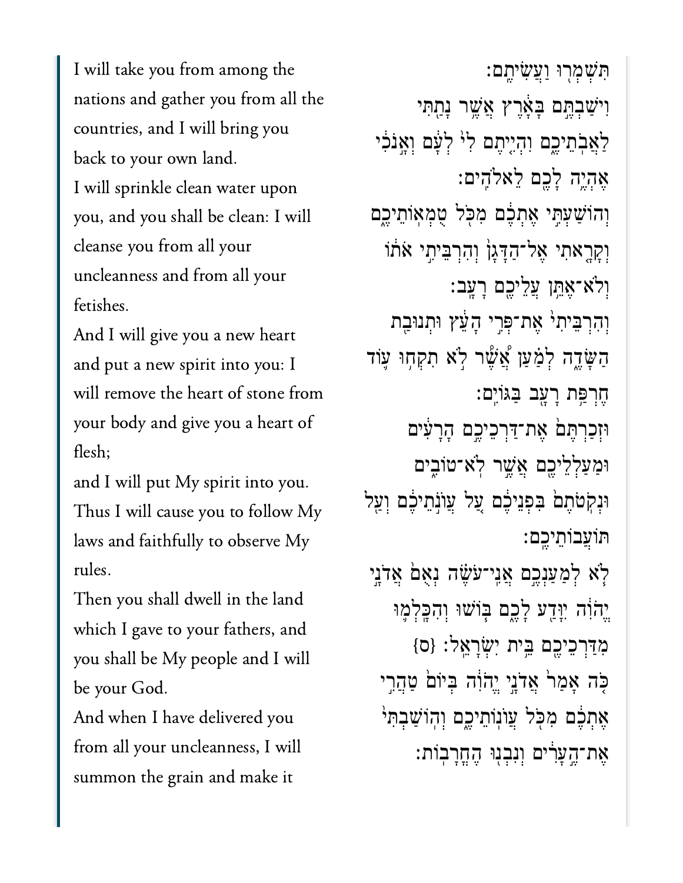I will take you from among the nations and gather you from all the countries, and I will bring you back to your own land.

I will sprinkle clean water upon you, and you shall be clean: I will cleanse you from all your uncleanness and from all your fetishes.

And I will give you a new heart and put a new spirit into you: I will remove the heart of stone from your body and give you a heart of flesh;

and I will put My spirit into you. Thus I will cause you to follow My laws and faithfully to observe My rules.

Then you shall dwell in the land which I gave to your fathers, and you shall be My people and I will be your God.

And when I have delivered you from all your uncleanness, I will summon the grain and make it

תִּשְׁמְר֖וּ וַעֲשִׂיתֶֽם׃

וִישַׁבְתֶּ֣ם בָּאָ֔רֶץ אֲשֶׁ֥ר נָתַ֖תִּי לַאֲבֹתֵיכֶ֑ם וִהְיִ֤יתֶם לִי֙ לְעָ֔ם וְאָ֣נֹכִ֔י אֶהְיֶ֥ה לָכֶ֖ם לֵאלֹהִֽים׃

וְהוֹשַׁעְתִּ֣י אֶתְכֶ֔ם מִכֹּ֖ל טֻמְאוֹתֵיכֶ֑ם וְקָרָ֤אתִי אֶל־הַדָּגָן֙ וְהִרְבֵּיתִ֣י אֹת֔וֹ וְלֹא־אֶתֵּ֥ן עֲלֵיכֶ֖ם רָעָֽב׃

וְהִרְבֵּיתִי֙ אֶת־פְּרִ֣י הָעֵ֔ץ וּתְנוּבַ֖ת הַשָּׂדֶ֑ה לְמַ֗עַן אֲשֶׁ֨ר לֹ֧א תִקְח֛וּ ע֖וֹד חֶרְפַּ֥ת רָעָ֖ב בַּגּוֹיִֽם׃

וּזְכַרְתֶּם֙ אֶת־דַּרְכֵיכֶ֣ם הָֽרָעִ֔ים וּמַעַלְלֵיכֶ֖ם אֲשֶׁ֣ר לֹֽא־טוֹבִ֑ים וּנְקֹֽטֹתֶם֙ בִּפְנֵיכֶ֔ם עַ֚ל עֲוֺנֹ֣תֵיכֶ֔ם וְעַ֖ל תּוֹעֲבוֹתֵיכֶֽם׃

לֹ֧א לְמַעַנְכֶ֣ם אֲנִֽי־עֹשֶׂ֗ה נְאֻם֙ אֲדֹנָ֣י יֱהֹוִ֔ה יִוָּדַ֖ע לָכֶ֑ם בּ֧וֹשׁוּ וְהִכָּלְמ֛וּ מִדַּרְכֵיכֶ֖ם בֵּ֥ית יִשְׂרָאֵֽל׃ {ס}

כֹּ֤ה אָמַר֙ אֲדֹנָ֣י יֱהֹוִ֔ה בְּיוֹם֙ טַהֲרִ֣י אֶתְכֶ֔ם מִכֹּ֖ל עֲוֺנוֹתֵיכֶ֑ם וְהוֹשַׁבְתִּי֙ אֶת־הֶ֣עָרִ֔ים וְנִבְנ֖וּ הֶחֳרָבֽוֹת׃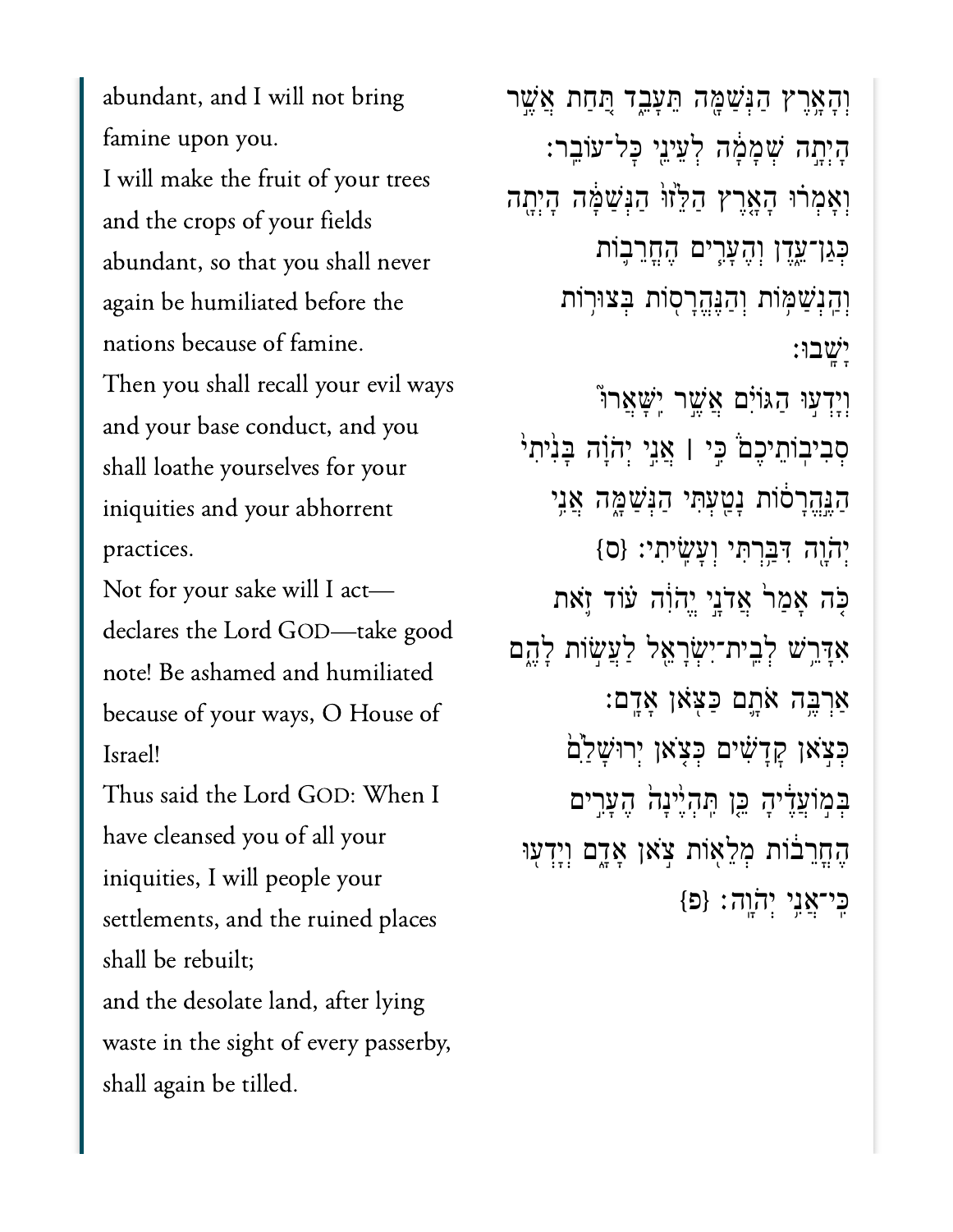abundant, and I will not bring famine upon you.

I will make the fruit of your trees and the crops of your fields abundant, so that you shall never again be humiliated before the nations because of famine.

Then you shall recall your evil ways and your base conduct, and you shall loathe yourselves for your iniquities and your abhorrent practices.

Not for your sake will I act—declares the Lord GOD—take good note! Be ashamed and humiliated because of your ways, O House of Israel!

Thus said the Lord GOD: When I have cleansed you of all your iniquities, I will people your settlements, and the ruined places shall be rebuilt;

and the desolate land, after lying waste in the sight of every passerby, shall again be tilled.

וְהָאָ֥רֶץ הַנְּשַׁמָּ֖ה תֵּעָבֵ֑ד תַּ֚חַת אֲשֶׁ֣ר הָיְתָ֣ה שְׁמָמָ֔ה לְעֵינֵ֖י כׇּל־עוֹבֵֽר׃
וְאָמְר֗וּ הָאָ֤רֶץ הַלֵּ֙זוּ֙ הַנְּשַׁמָּ֔ה הָיְתָ֖ה כְּגַן־עֵ֑דֶן וְהֶעָרִ֧ים הֶחֳרֵב֛וֹת וְהַנְשַׁמּ֥וֹת וְהַנֶּהֱרָס֖וֹת בְּצוּר֥וֹת יָשָֽׁבוּ׃
וְיָדְע֣וּ הַגּוֹיִ֗ם אֲשֶׁ֣ר יִשָּֽׁאֲרוּ֮ סְבִיבוֹתֵיכֶם֒ כִּ֣י ׀ אֲנִ֣י יְהֹוָ֗ה בָּנִ֙יתִי֙ הַנֶּ֣הֱרָס֔וֹת נָטַ֖עְתִּי הַנְּשַׁמָּ֑ה אֲנִ֥י יְהֹוָ֖ה דִּבַּ֥רְתִּי וְעָשִֽׂיתִי׃ {ס}
כֹּ֤ה אָמַר֙ אֲדֹנָ֣י יֱהֹוִ֔ה ע֗וֹד זֹ֛את אִדָּרֵ֥שׁ לְבֵֽית־יִשְׂרָאֵ֖ל לַעֲשׂ֣וֹת לָהֶ֑ם אַרְבֶּ֥ה אֹתָ֛ם כַּצֹּ֖אן אָדָֽם׃
כְּצֹ֣אן קׇדָשִׁ֗ים כְּצֹ֤אן יְרוּשָׁלַ֙͏ִם֙ בְּמ֣וֹעֲדֶ֔יהָ כֵּ֤ן תִּהְיֶ֙ינָה֙ הֶעָרִ֣ים הֶחֳרֵב֔וֹת מְלֵא֖וֹת צֹ֣אן אָדָ֑ם וְיָדְע֖וּ כִּֽי־אֲנִ֥י יְהֹוָֽה׃ {פ}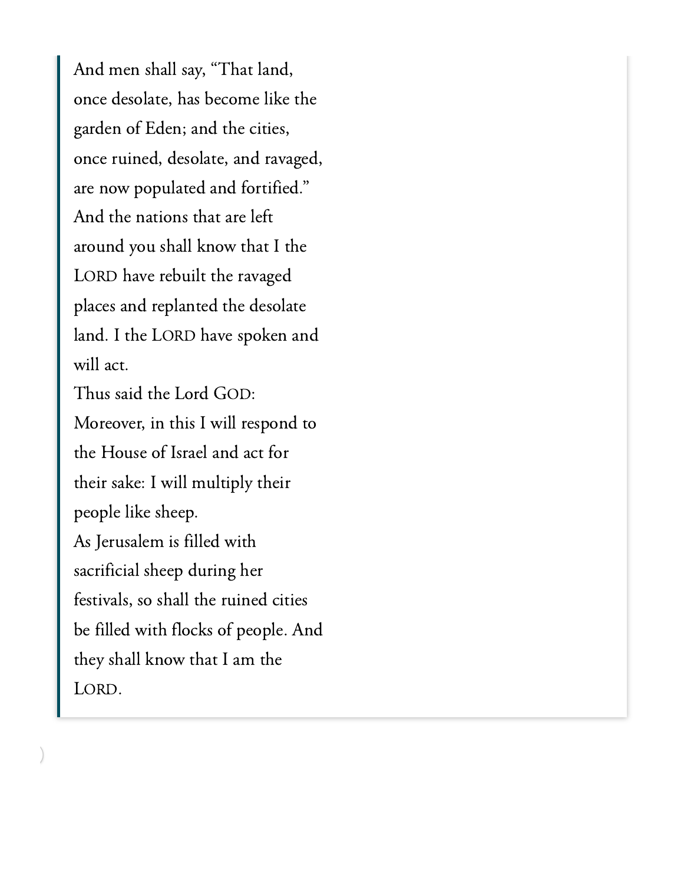> And men shall say, "That land, once desolate, has become like the garden of Eden; and the cities, once ruined, desolate, and ravaged, are now populated and fortified."
> And the nations that are left around you shall know that I the LORD have rebuilt the ravaged places and replanted the desolate land. I the LORD have spoken and will act.
> Thus said the Lord GOD: Moreover, in this I will respond to the House of Israel and act for their sake: I will multiply their people like sheep.
> As Jerusalem is filled with sacrificial sheep during her festivals, so shall the ruined cities be filled with flocks of people. And they shall know that I am the LORD.